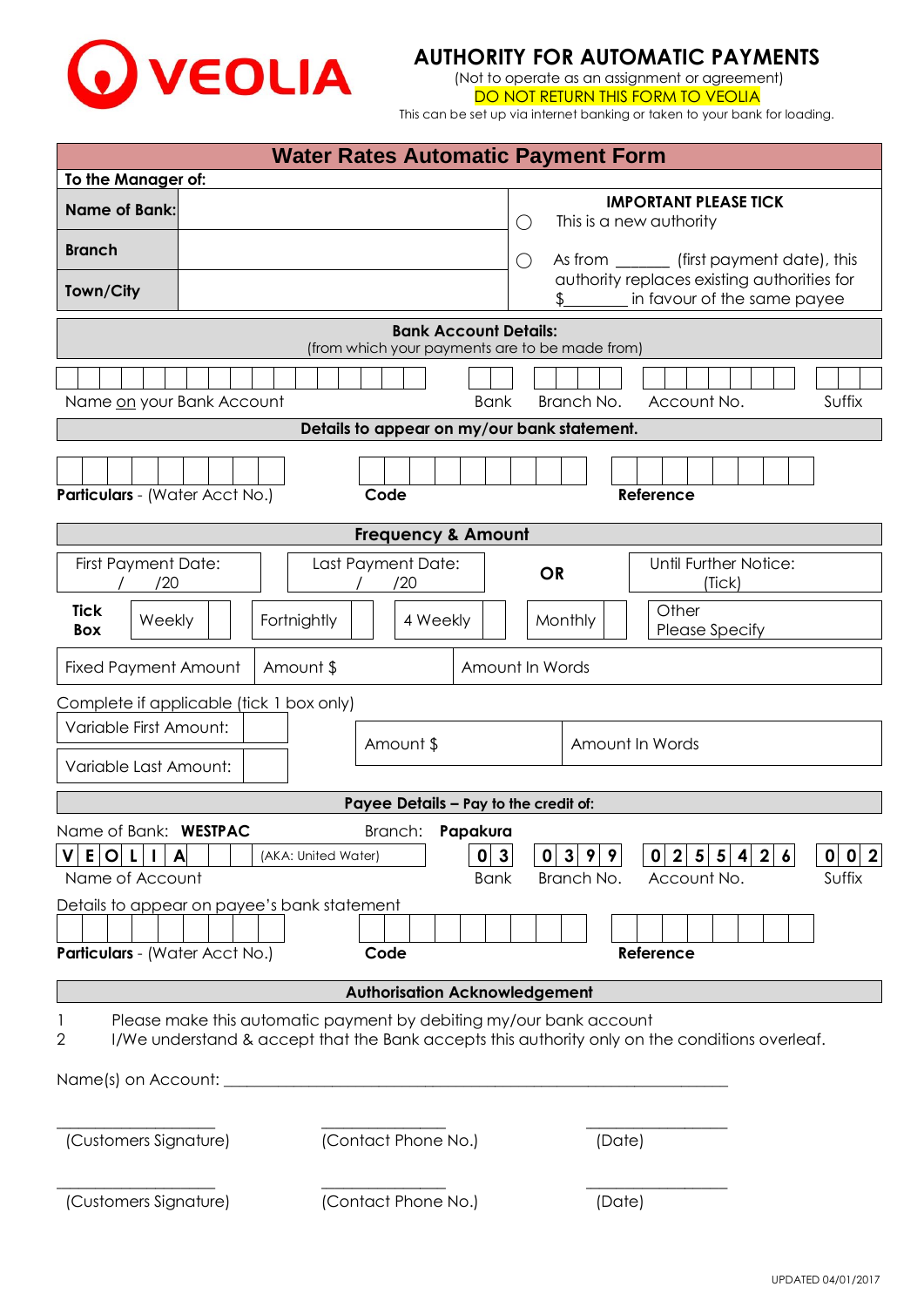VEOLIA

# AUTHORITY FOR AUTOMATIC PAYMENTS

(Not to operate as an assignment or agreement)

DO NOT RETURN THIS FORM TO VEOLIA

This can be set up via internet banking or taken to your bank for loading.

## Water Rates Automatic Payment Form

**To the Manager of:**

| | | |
|---|---|---|
| **Name of Bank:** | | **IMPORTANT PLEASE TICK** ◯ This is a new authority |
| **Branch** | | ◯ As from ______ (first payment date), this authority replaces existing authorities for $________ in favour of the same payee |
| **Town/City** | | |

### Bank Account Details:

(from which your payments are to be made from)

| Name on your Bank Account | Bank | Branch No. | Account No. | Suffix |
|---|---|---|---|---|
| | | | | |

### Details to appear on my/our bank statement.

| **Particulars** - (Water Acct No.) | **Code** | **Reference** |
|---|---|---|
| | | |

### Frequency & Amount

| First Payment Date: / /20 | Last Payment Date: / /20 | OR | Until Further Notice: (Tick) |
|---|---|---|---|

**Tick Box**: Weekly ☐ Fortnightly ☐ 4 Weekly ☐ Monthly ☐ Other Please Specify

| Fixed Payment Amount | Amount $ | Amount In Words |
|---|---|---|
| | | |

Complete if applicable (tick 1 box only)

| | Amount $ | Amount In Words |
|---|---|---|
| Variable First Amount: ☐ | | |
| Variable Last Amount: ☐ | | |

### Payee Details – Pay to the credit of:

Name of Bank: **WESTPAC** Branch: **Papakura**

| Name of Account | Bank | Branch No. | Account No. | Suffix |
|---|---|---|---|---|
| VEOLIA (AKA: United Water) | 03 | 0399 | 0255426 | 002 |

Details to appear on payee's bank statement

| **Particulars** - (Water Acct No.) | **Code** | **Reference** |
|---|---|---|
| | | |

### Authorisation Acknowledgement

1. Please make this automatic payment by debiting my/our bank account
2. I/We understand & accept that the Bank accepts this authority only on the conditions overleaf.

Name(s) on Account: ____________________________________________

________________ (Customers Signature) ________________ (Contact Phone No.) ________________ (Date)

________________ (Customers Signature) ________________ (Contact Phone No.) ________________ (Date)

UPDATED 04/01/2017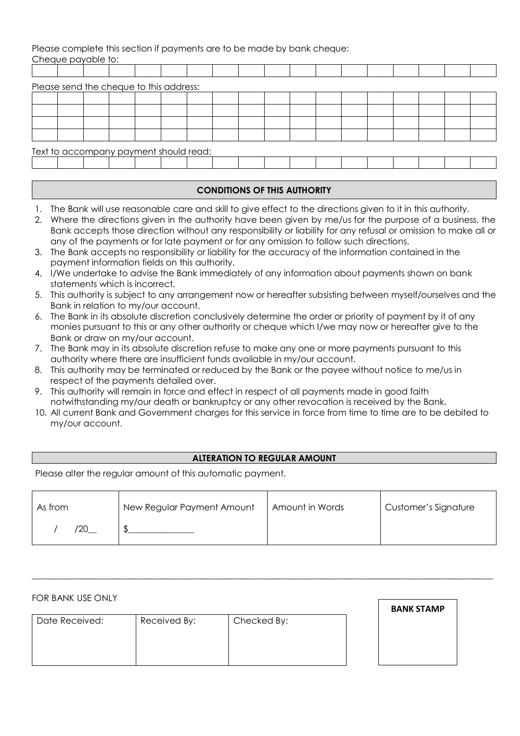Please complete this section if payments are to be made by bank cheque:

Cheque payable to:

| | | | | | | | | | | | | | | | | | |
|---|---|---|---|---|---|---|---|---|---|---|---|---|---|---|---|---|---|
| | | | | | | | | | | | | | | | | | |

Please send the cheque to this address:

| | | | | | | | | | | | | | | | | | |
|---|---|---|---|---|---|---|---|---|---|---|---|---|---|---|---|---|---|
| | | | | | | | | | | | | | | | | | |
| | | | | | | | | | | | | | | | | | |
| | | | | | | | | | | | | | | | | | |
| | | | | | | | | | | | | | | | | | |

Text to accompany payment should read:

| | | | | | | | | | | | | | | | | | |
|---|---|---|---|---|---|---|---|---|---|---|---|---|---|---|---|---|---|
| | | | | | | | | | | | | | | | | | |

## CONDITIONS OF THIS AUTHORITY

1. The Bank will use reasonable care and skill to give effect to the directions given to it in this authority.
2. Where the directions given in the authority have been given by me/us for the purpose of a business, the Bank accepts those direction without any responsibility or liability for any refusal or omission to make all or any of the payments or for late payment or for any omission to follow such directions.
3. The Bank accepts no responsibility or liability for the accuracy of the information contained in the payment information fields on this authority.
4. I/We undertake to advise the Bank immediately of any information about payments shown on bank statements which is incorrect.
5. This authority is subject to any arrangement now or hereafter subsisting between myself/ourselves and the Bank in relation to my/our account.
6. The Bank in its absolute discretion conclusively determine the order or priority of payment by it of any monies pursuant to this or any other authority or cheque which I/we may now or hereafter give to the Bank or draw on my/our account.
7. The Bank may in its absolute discretion refuse to make any one or more payments pursuant to this authority where there are insufficient funds available in my/our account.
8. This authority may be terminated or reduced by the Bank or the payee without notice to me/us in respect of the payments detailed over.
9. This authority will remain in force and effect in respect of all payments made in good faith notwithstanding my/our death or bankruptcy or any other revocation is received by the Bank.
10. All current Bank and Government charges for this service in force from time to time are to be debited to my/our account.

## ALTERATION TO REGULAR AMOUNT

Please alter the regular amount of this automatic payment.

| As from | New Regular Payment Amount | Amount in Words | Customer's Signature |
|---|---|---|---|
| / /20__ | $_______________ | | |

---

FOR BANK USE ONLY

| Date Received: | Received By: | Checked By: |
|---|---|---|
| | | |

**BANK STAMP**